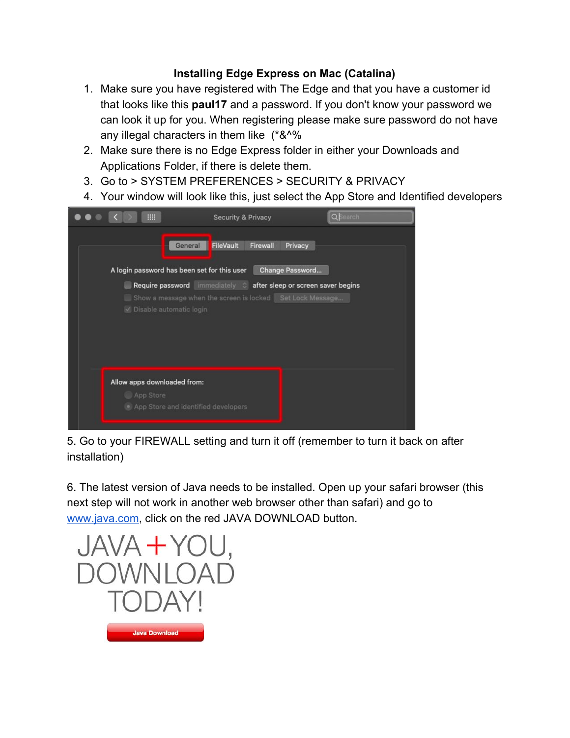# Installing Edge Express on Mac (Catalina)

1. Make sure you have registered with The Edge and that you have a customer id that looks like this **paul17** and a password. If you don't know your password we can look it up for you. When registering please make sure password do not have any illegal characters in them like (*&^%
2. Make sure there is no Edge Express folder in either your Downloads and Applications Folder, if there is delete them.
3. Go to > SYSTEM PREFERENCES > SECURITY & PRIVACY
4. Your window will look like this, just select the App Store and Identified developers

5. Go to your FIREWALL setting and turn it off (remember to turn it back on after installation)

6. The latest version of Java needs to be installed. Open up your safari browser (this next step will not work in another web browser other than safari) and go to [www.java.com](http://www.java.com), click on the red JAVA DOWNLOAD button.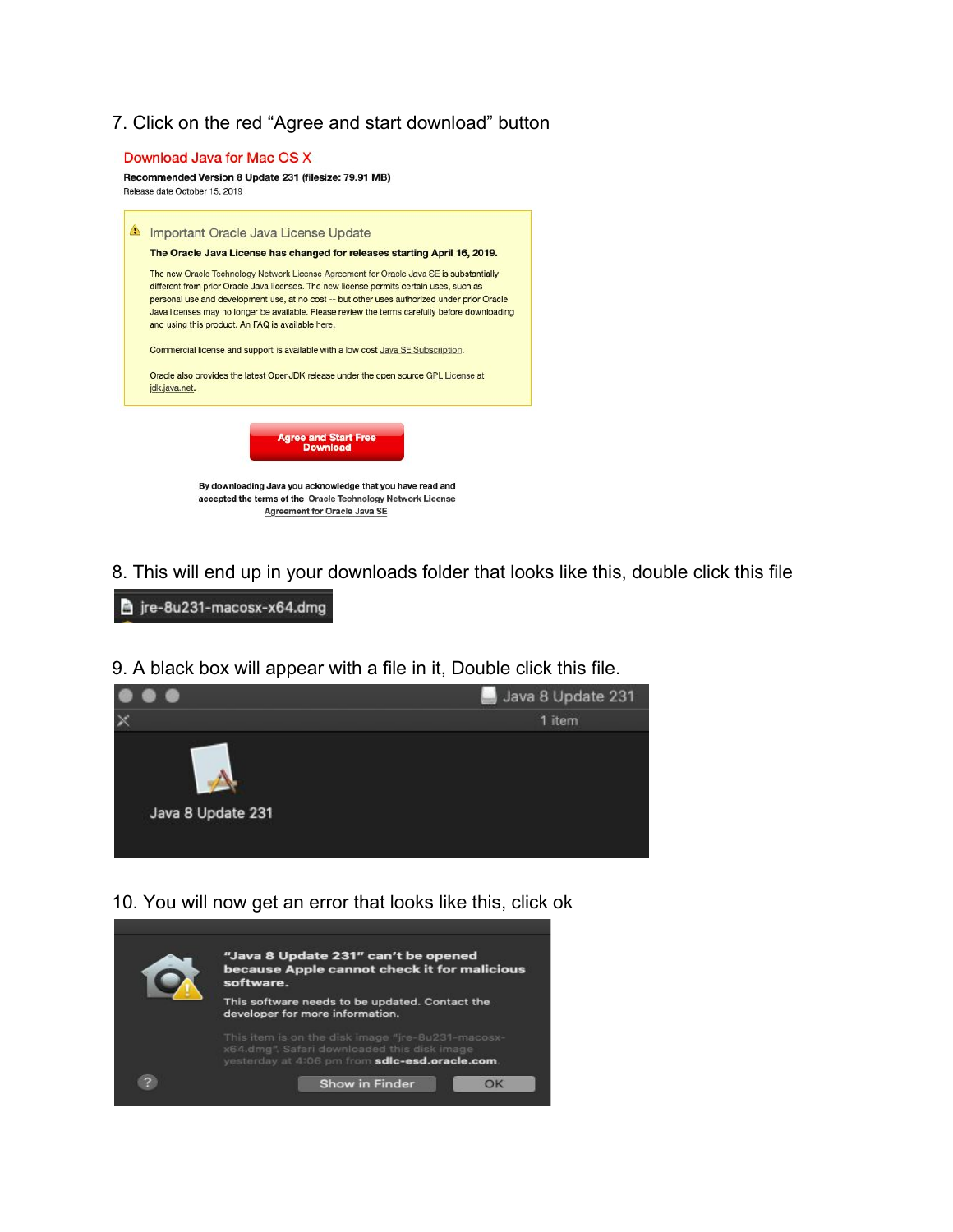7. Click on the red “Agree and start download” button

Download Java for Mac OS X

**Recommended Version 8 Update 231 (filesize: 79.91 MB)**

Release date October 15, 2019

Important Oracle Java License Update

**The Oracle Java License has changed for releases starting April 16, 2019.**

The new Oracle Technology Network License Agreement for Oracle Java SE is substantially different from prior Oracle Java licenses. The new license permits certain uses, such as personal use and development use, at no cost -- but other uses authorized under prior Oracle Java licenses may no longer be available. Please review the terms carefully before downloading and using this product. An FAQ is available here.

Commercial license and support is available with a low cost Java SE Subscription.

Oracle also provides the latest OpenJDK release under the open source GPL License at jdk.java.net.

Agree and Start Free Download

By downloading Java you acknowledge that you have read and accepted the terms of the Oracle Technology Network License Agreement for Oracle Java SE

8. This will end up in your downloads folder that looks like this, double click this file

jre-8u231-macosx-x64.dmg

9. A black box will appear with a file in it, Double click this file.

Java 8 Update 231

1 item

Java 8 Update 231

10. You will now get an error that looks like this, click ok

**“Java 8 Update 231” can’t be opened because Apple cannot check it for malicious software.**

This software needs to be updated. Contact the developer for more information.

This item is on the disk image “jre-8u231-macosx-x64.dmg”. Safari downloaded this disk image yesterday at 4:06 pm from **sdlc-esd.oracle.com**.

Show in Finder | OK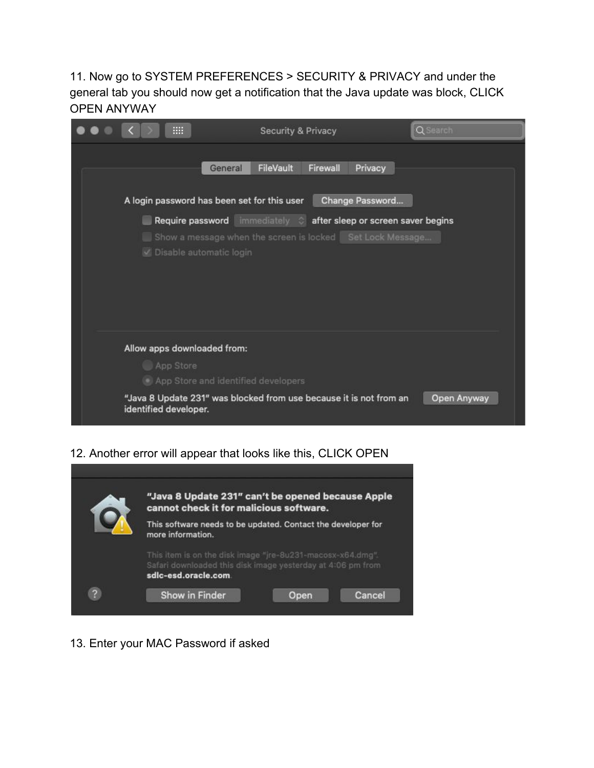11. Now go to SYSTEM PREFERENCES > SECURITY & PRIVACY and under the general tab you should now get a notification that the Java update was block, CLICK OPEN ANYWAY

12. Another error will appear that looks like this, CLICK OPEN

13. Enter your MAC Password if asked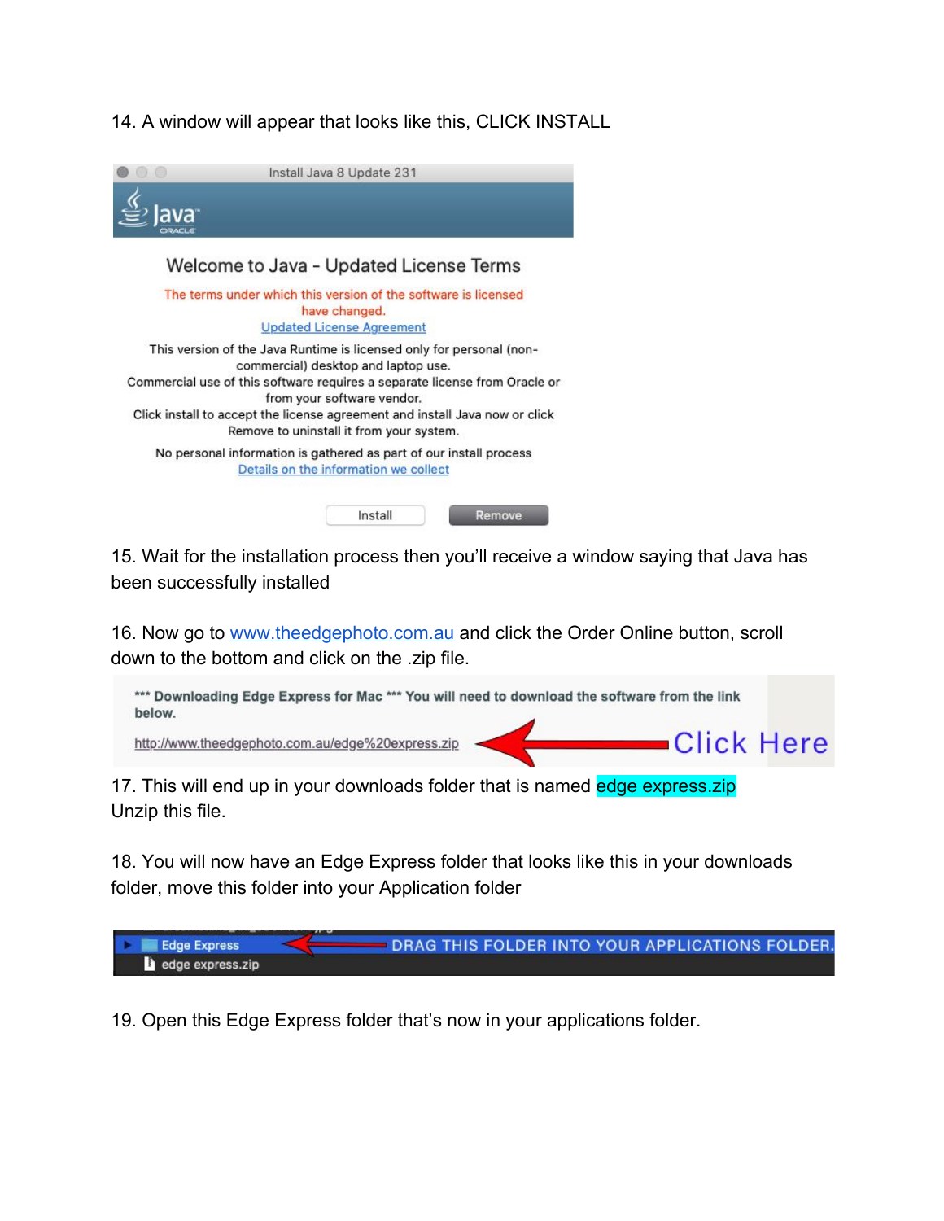14. A window will appear that looks like this, CLICK INSTALL

Install Java 8 Update 231

Java

Welcome to Java - Updated License Terms

The terms under which this version of the software is licensed have changed.

Updated License Agreement

This version of the Java Runtime is licensed only for personal (non-commercial) desktop and laptop use.
Commercial use of this software requires a separate license from Oracle or from your software vendor.
Click install to accept the license agreement and install Java now or click Remove to uninstall it from your system.

No personal information is gathered as part of our install process
Details on the information we collect

Install  Remove

15. Wait for the installation process then you'll receive a window saying that Java has been successfully installed

16. Now go to [www.theedgephoto.com.au](http://www.theedgephoto.com.au) and click the Order Online button, scroll down to the bottom and click on the .zip file.

*** Downloading Edge Express for Mac *** You will need to download the software from the link below.

http://www.theedgephoto.com.au/edge%20express.zip  Click Here

17. This will end up in your downloads folder that is named edge express.zip
Unzip this file.

18. You will now have an Edge Express folder that looks like this in your downloads folder, move this folder into your Application folder

Edge Express  DRAG THIS FOLDER INTO YOUR APPLICATIONS FOLDER.
edge express.zip

19. Open this Edge Express folder that's now in your applications folder.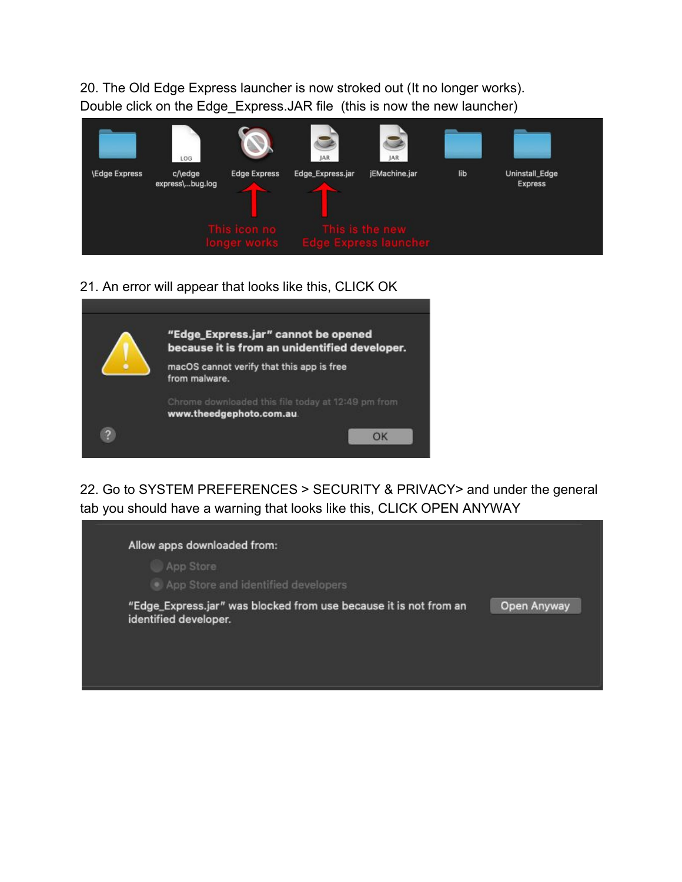20. The Old Edge Express launcher is now stroked out (It no longer works). Double click on the Edge_Express.JAR file (this is now the new launcher)

21. An error will appear that looks like this, CLICK OK

22. Go to SYSTEM PREFERENCES > SECURITY & PRIVACY> and under the general tab you should have a warning that looks like this, CLICK OPEN ANYWAY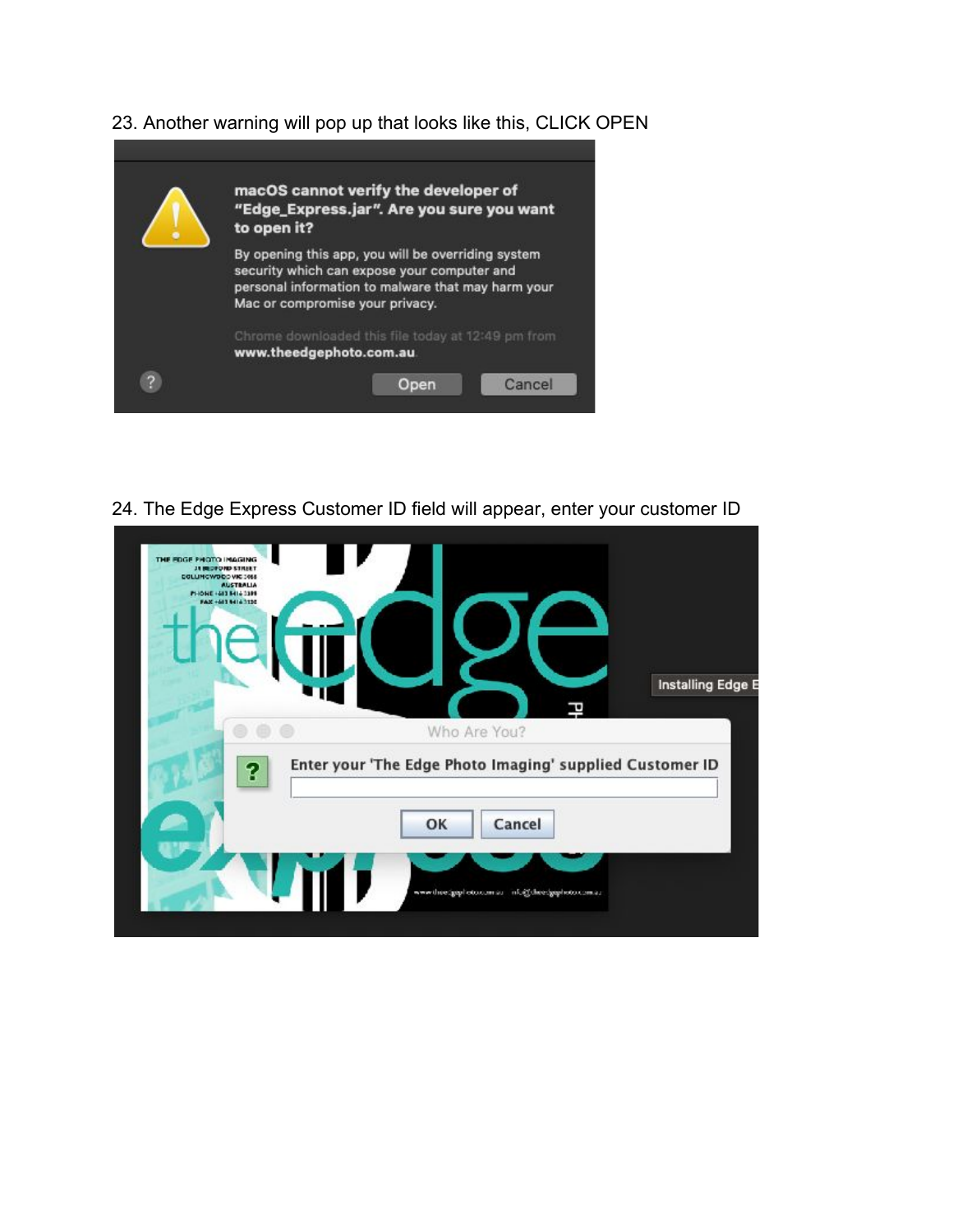23. Another warning will pop up that looks like this, CLICK OPEN

24. The Edge Express Customer ID field will appear, enter your customer ID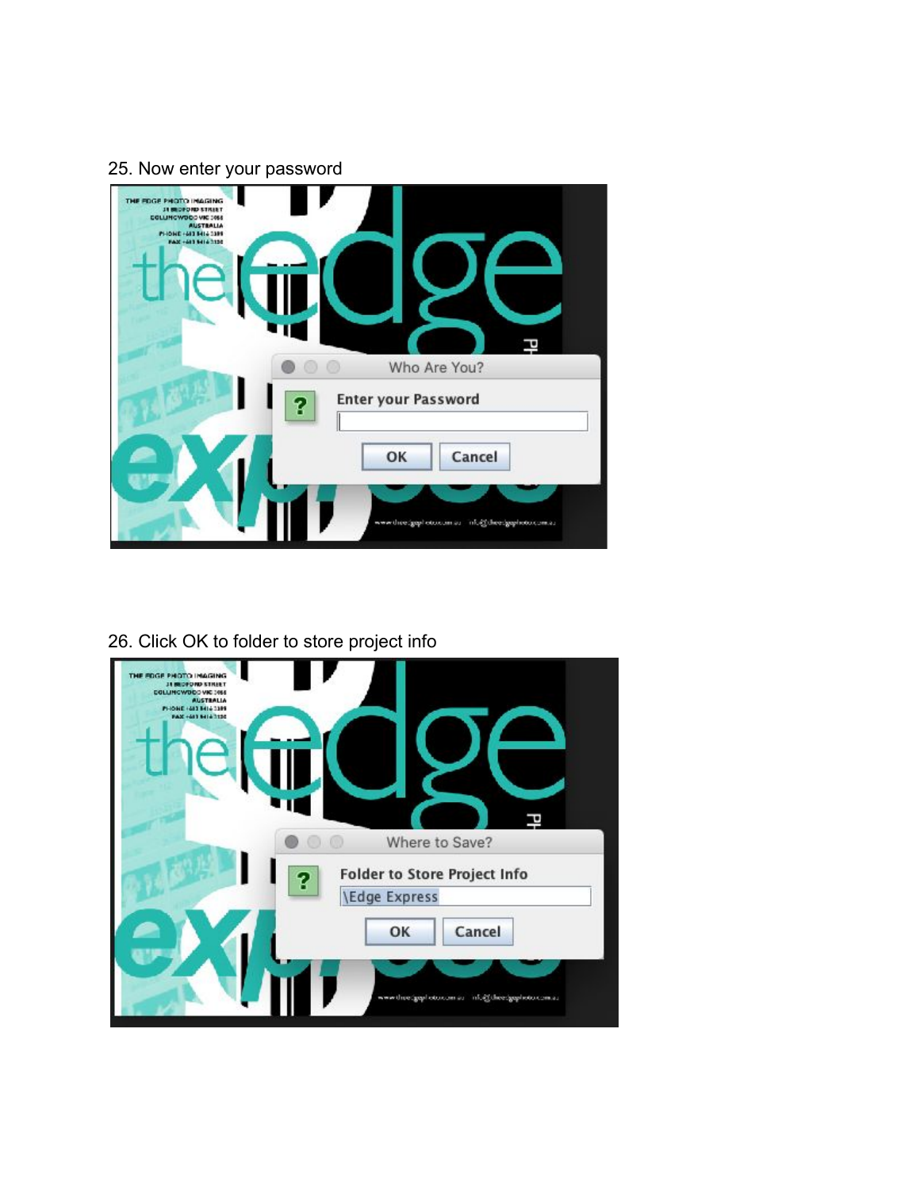25. Now enter your password

26. Click OK to folder to store project info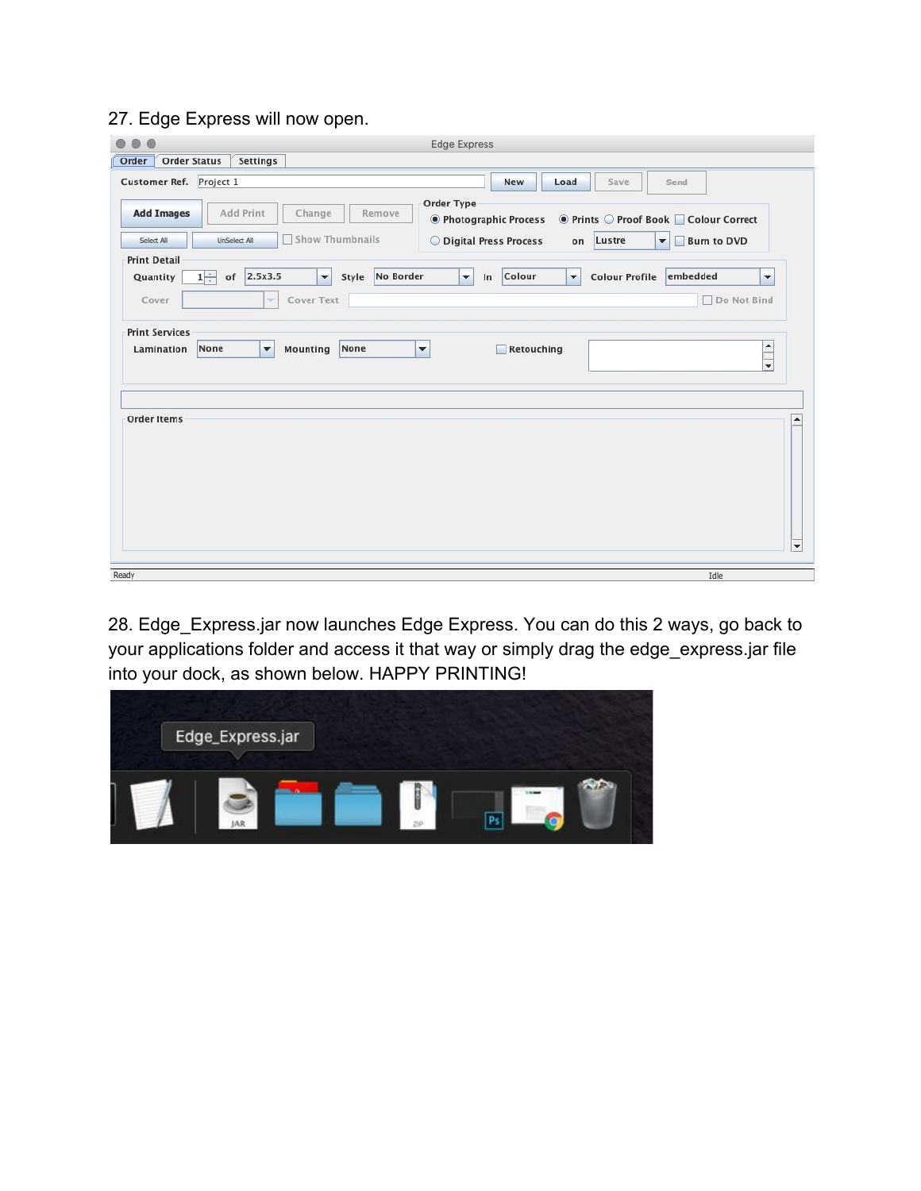27. Edge Express will now open.

28. Edge_Express.jar now launches Edge Express. You can do this 2 ways, go back to your applications folder and access it that way or simply drag the edge_express.jar file into your dock, as shown below. HAPPY PRINTING!